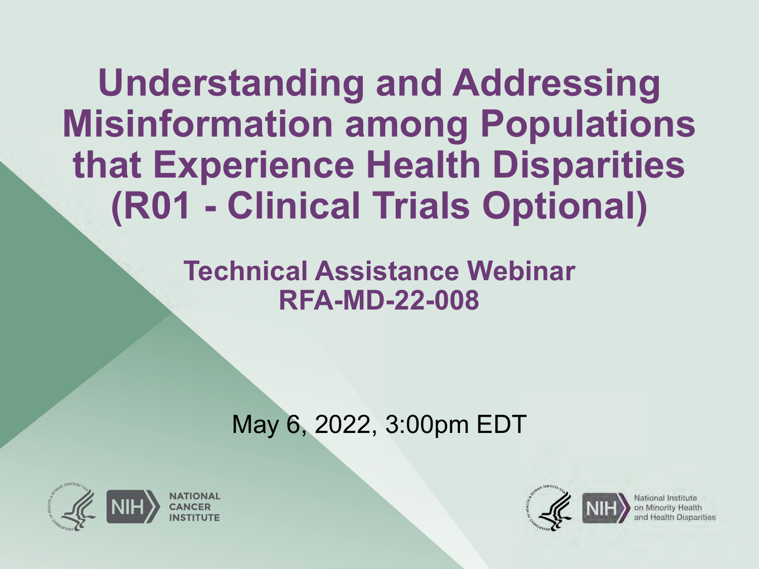# Understanding and Addressing Misinformation among Populations that Experience Health Disparities (R01 - Clinical Trials Optional)

## Technical Assistance Webinar RFA-MD-22-008

May 6, 2022, 3:00pm EDT

NIH NATIONAL CANCER INSTITUTE

NIH National Institute on Minority Health and Health Disparities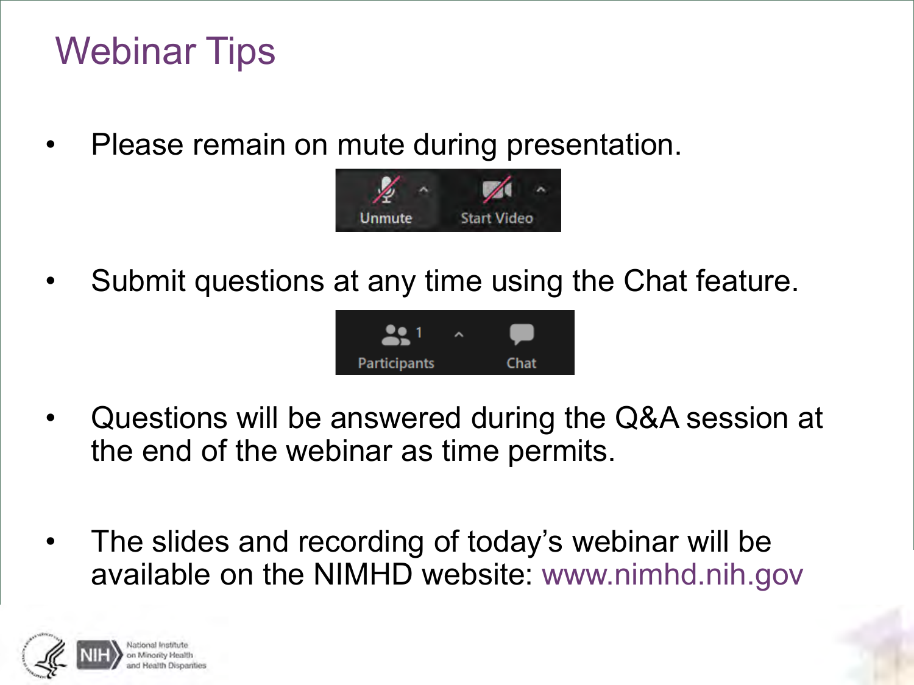# Webinar Tips

- Please remain on mute during presentation.
- Submit questions at any time using the Chat feature.
- Questions will be answered during the Q&A session at the end of the webinar as time permits.
- The slides and recording of today's webinar will be available on the NIMHD website: www.nimhd.nih.gov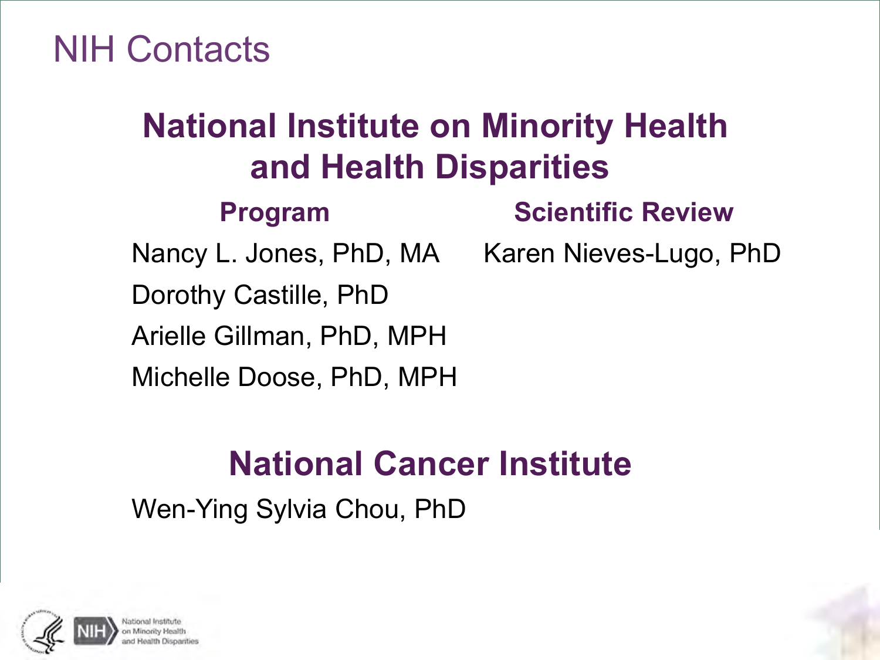# NIH Contacts

## National Institute on Minority Health and Health Disparities

| Program | Scientific Review |
|---|---|
| Nancy L. Jones, PhD, MA | Karen Nieves-Lugo, PhD |
| Dorothy Castille, PhD | |
| Arielle Gillman, PhD, MPH | |
| Michelle Doose, PhD, MPH | |

## National Cancer Institute

Wen-Ying Sylvia Chou, PhD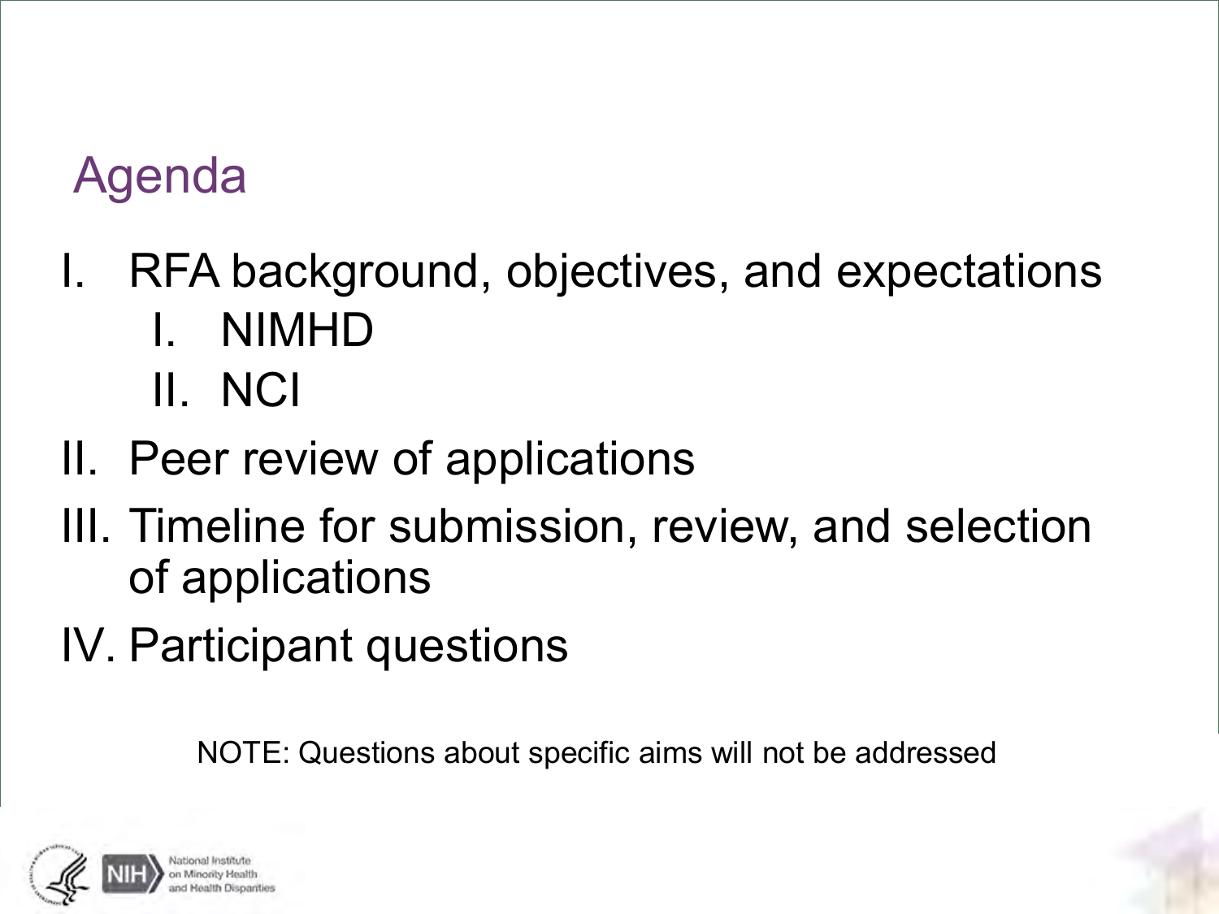# Agenda

I. RFA background, objectives, and expectations
   I. NIMHD
   II. NCI
II. Peer review of applications
III. Timeline for submission, review, and selection of applications
IV. Participant questions

NOTE: Questions about specific aims will not be addressed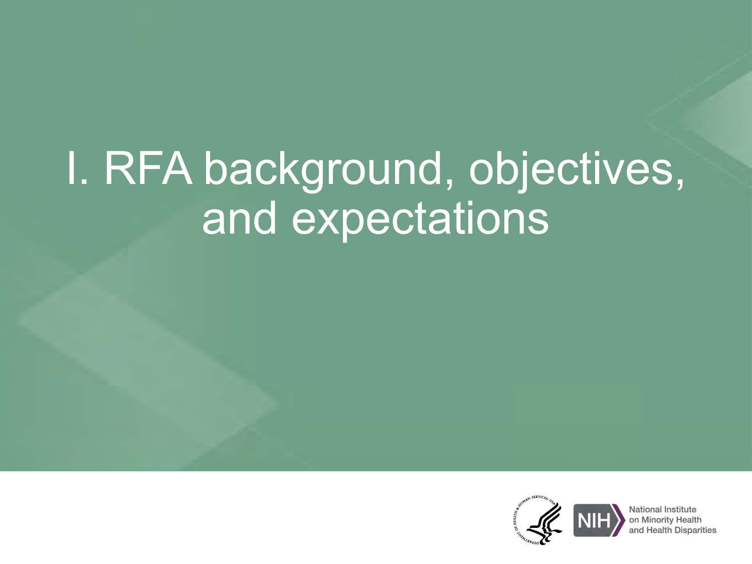# I. RFA background, objectives, and expectations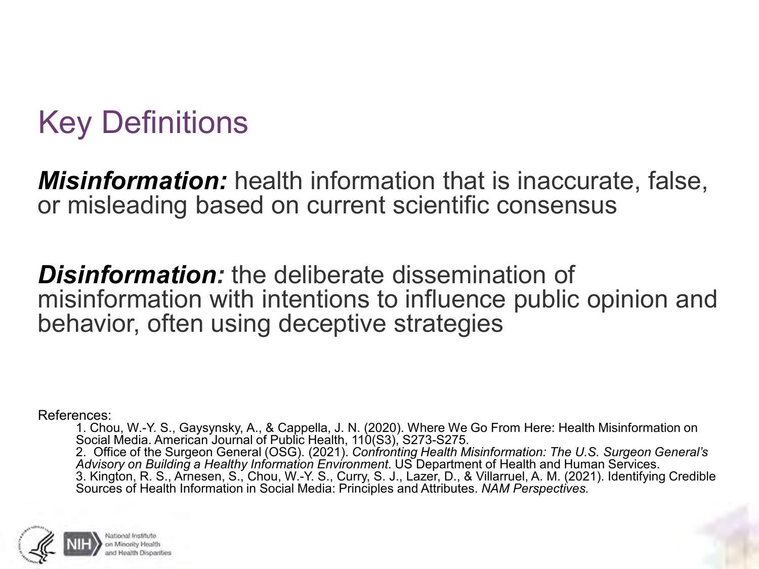# Key Definitions

***Misinformation:*** health information that is inaccurate, false, or misleading based on current scientific consensus

***Disinformation:*** the deliberate dissemination of misinformation with intentions to influence public opinion and behavior, often using deceptive strategies

References:

1. Chou, W.-Y. S., Gaysynsky, A., & Cappella, J. N. (2020). Where We Go From Here: Health Misinformation on Social Media. American Journal of Public Health, 110(S3), S273-S275.
2. Office of the Surgeon General (OSG). (2021). *Confronting Health Misinformation: The U.S. Surgeon General's Advisory on Building a Healthy Information Environment*. US Department of Health and Human Services.
3. Kington, R. S., Arnesen, S., Chou, W.-Y. S., Curry, S. J., Lazer, D., & Villarruel, A. M. (2021). Identifying Credible Sources of Health Information in Social Media: Principles and Attributes. *NAM Perspectives.*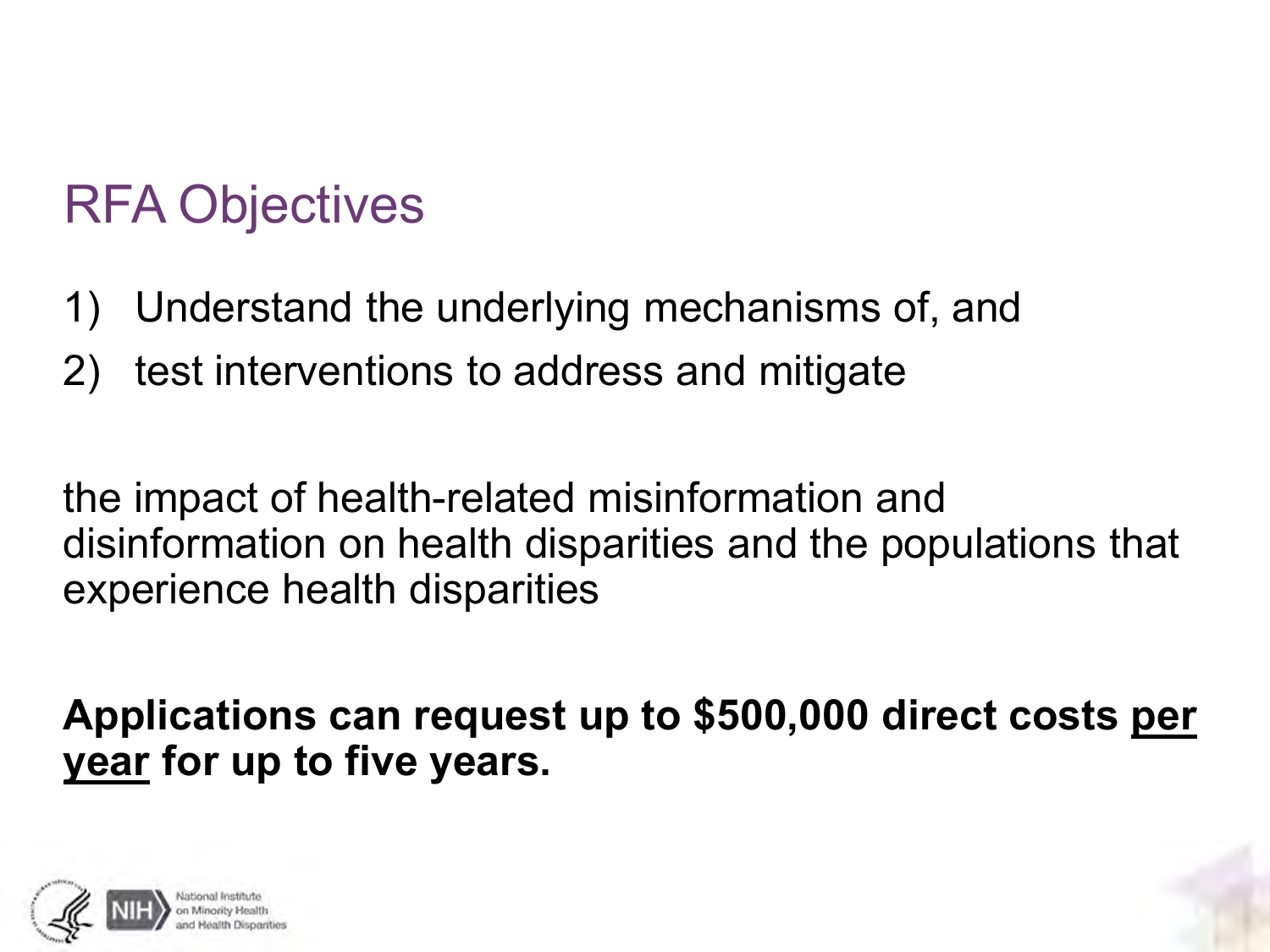# RFA Objectives

1) Understand the underlying mechanisms of, and
2) test interventions to address and mitigate

the impact of health-related misinformation and disinformation on health disparities and the populations that experience health disparities

**Applications can request up to $500,000 direct costs <u>per year</u> for up to five years.**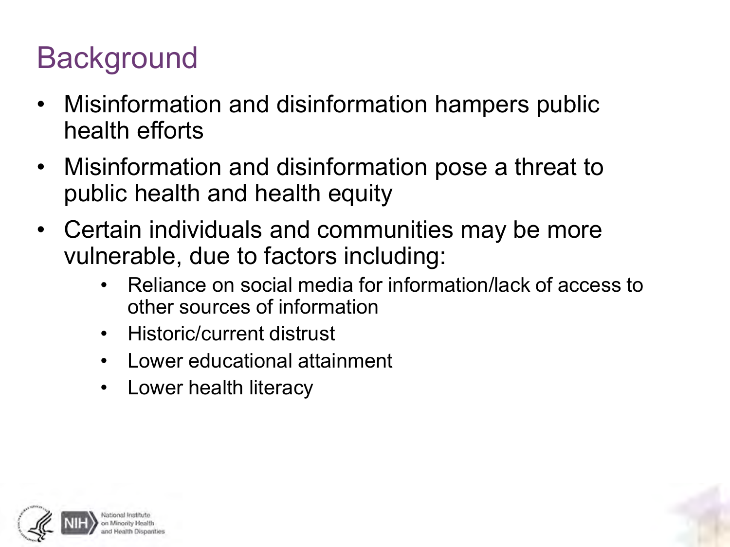# Background

- Misinformation and disinformation hampers public health efforts
- Misinformation and disinformation pose a threat to public health and health equity
- Certain individuals and communities may be more vulnerable, due to factors including:
  - Reliance on social media for information/lack of access to other sources of information
  - Historic/current distrust
  - Lower educational attainment
  - Lower health literacy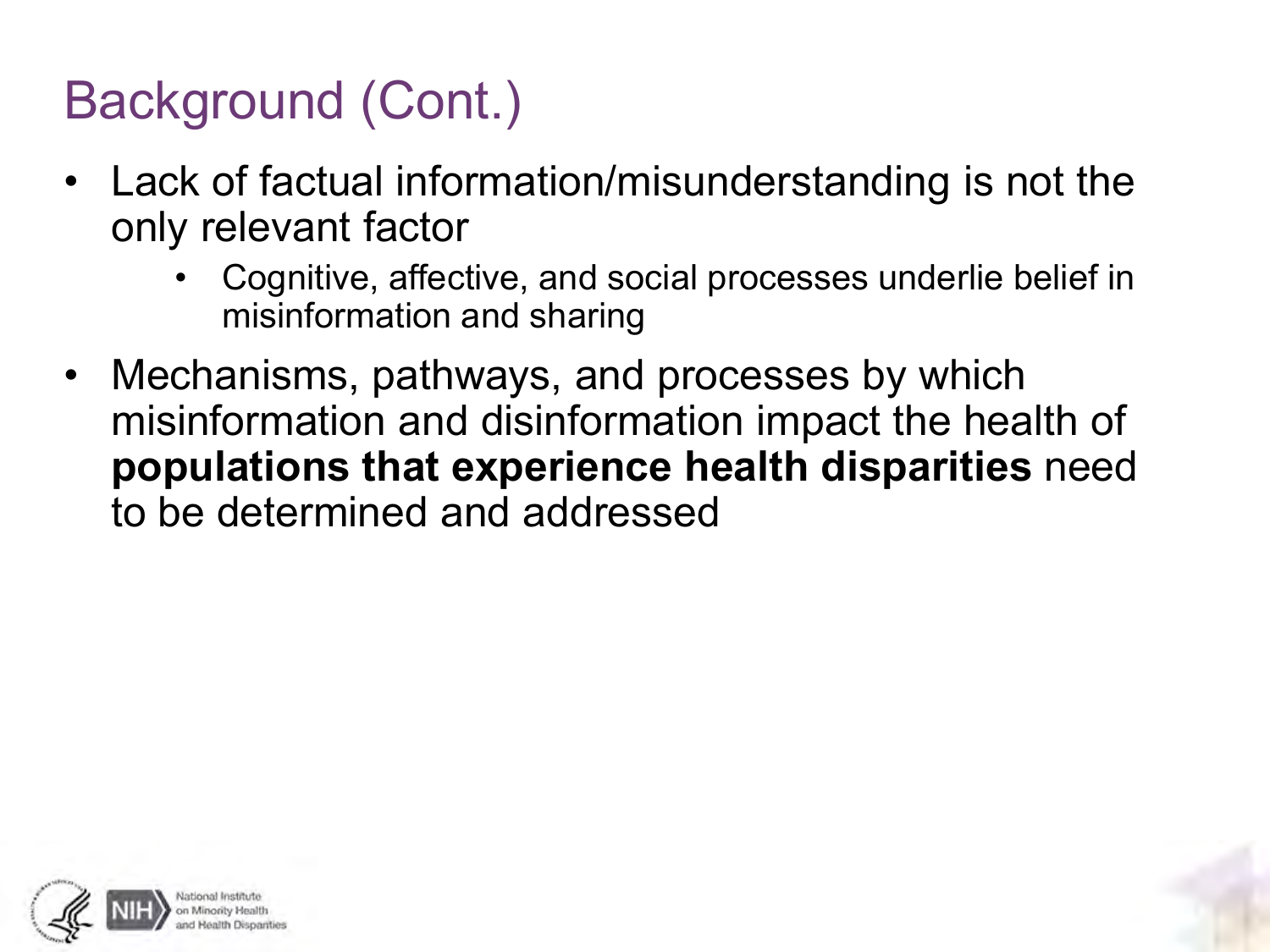# Background (Cont.)

- Lack of factual information/misunderstanding is not the only relevant factor
  - Cognitive, affective, and social processes underlie belief in misinformation and sharing
- Mechanisms, pathways, and processes by which misinformation and disinformation impact the health of **populations that experience health disparities** need to be determined and addressed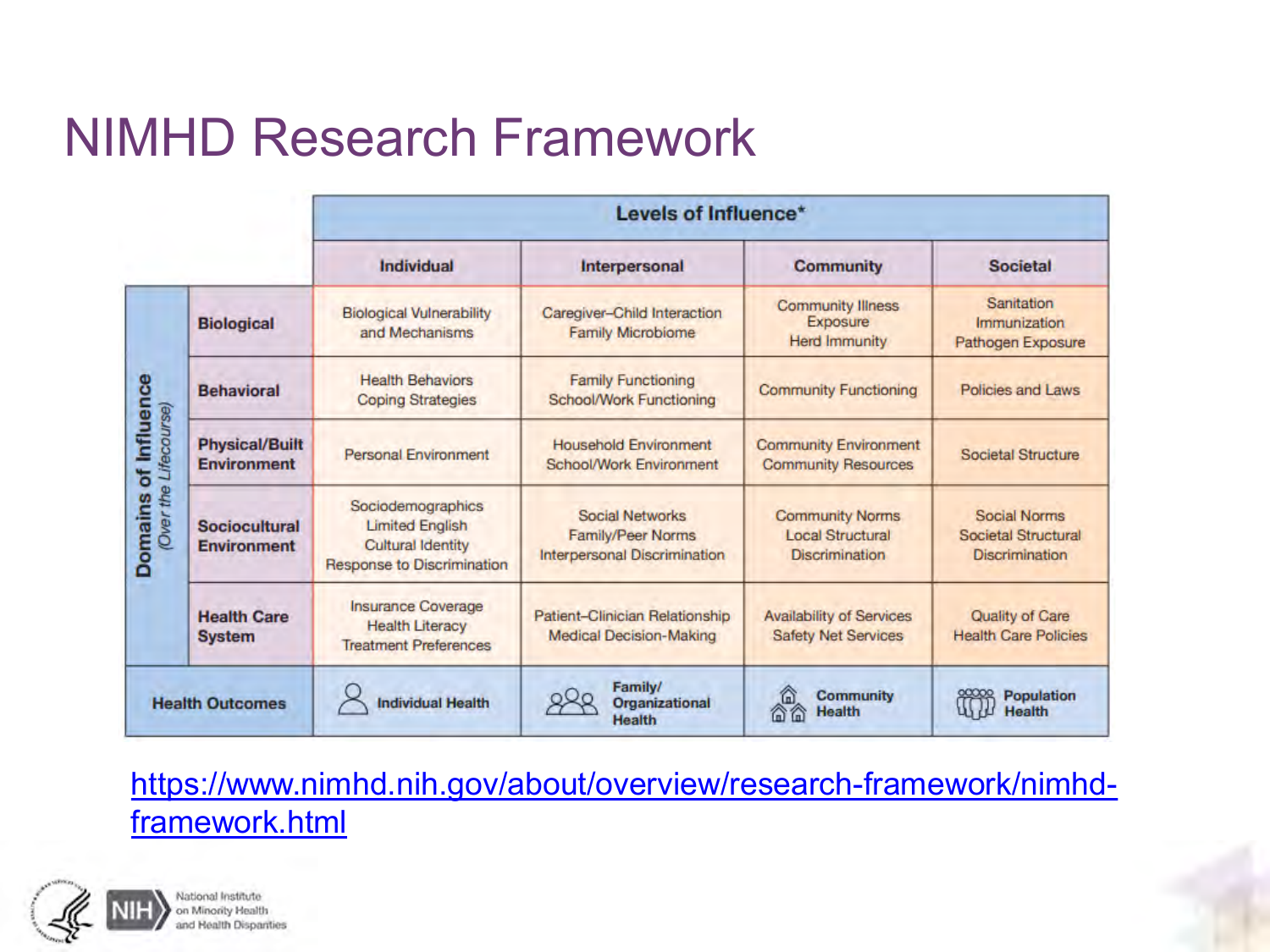# NIMHD Research Framework

| Domains of Influence (Over the Lifecourse) | Levels of Influence* | | | |
|---|---|---|---|---|
| | **Individual** | **Interpersonal** | **Community** | **Societal** |
| **Biological** | Biological Vulnerability and Mechanisms | Caregiver–Child Interaction<br>Family Microbiome | Community Illness Exposure<br>Herd Immunity | Sanitation<br>Immunization<br>Pathogen Exposure |
| **Behavioral** | Health Behaviors<br>Coping Strategies | Family Functioning<br>School/Work Functioning | Community Functioning | Policies and Laws |
| **Physical/Built Environment** | Personal Environment | Household Environment<br>School/Work Environment | Community Environment<br>Community Resources | Societal Structure |
| **Sociocultural Environment** | Sociodemographics<br>Limited English<br>Cultural Identity<br>Response to Discrimination | Social Networks<br>Family/Peer Norms<br>Interpersonal Discrimination | Community Norms<br>Local Structural Discrimination | Social Norms<br>Societal Structural Discrimination |
| **Health Care System** | Insurance Coverage<br>Health Literacy<br>Treatment Preferences | Patient–Clinician Relationship<br>Medical Decision-Making | Availability of Services<br>Safety Net Services | Quality of Care<br>Health Care Policies |
| **Health Outcomes** | Individual Health | Family/ Organizational Health | Community Health | Population Health |

https://www.nimhd.nih.gov/about/overview/research-framework/nimhd-framework.html

National Institute on Minority Health and Health Disparities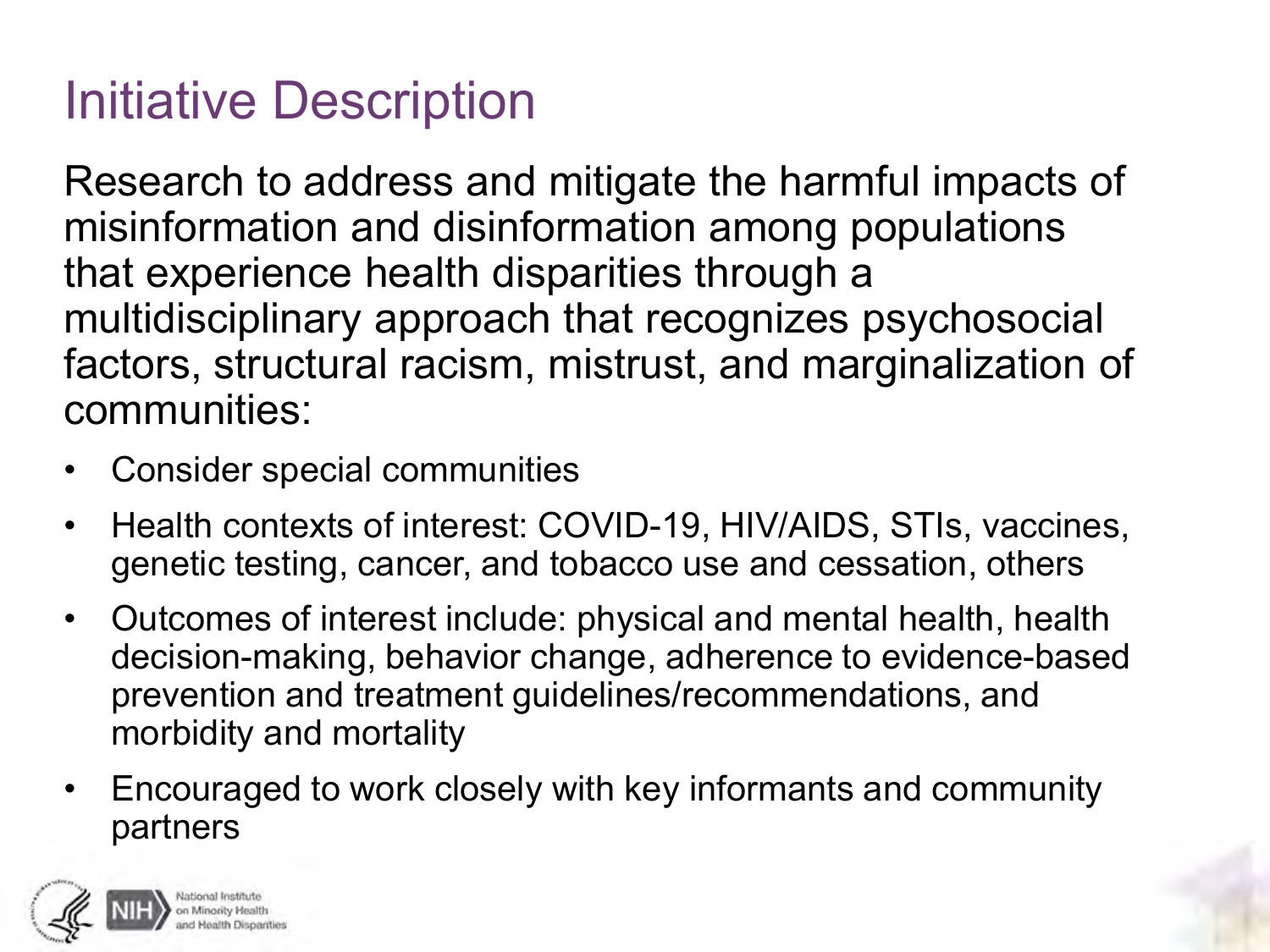# Initiative Description

Research to address and mitigate the harmful impacts of misinformation and disinformation among populations that experience health disparities through a multidisciplinary approach that recognizes psychosocial factors, structural racism, mistrust, and marginalization of communities:

- Consider special communities
- Health contexts of interest: COVID-19, HIV/AIDS, STIs, vaccines, genetic testing, cancer, and tobacco use and cessation, others
- Outcomes of interest include: physical and mental health, health decision-making, behavior change, adherence to evidence-based prevention and treatment guidelines/recommendations, and morbidity and mortality
- Encouraged to work closely with key informants and community partners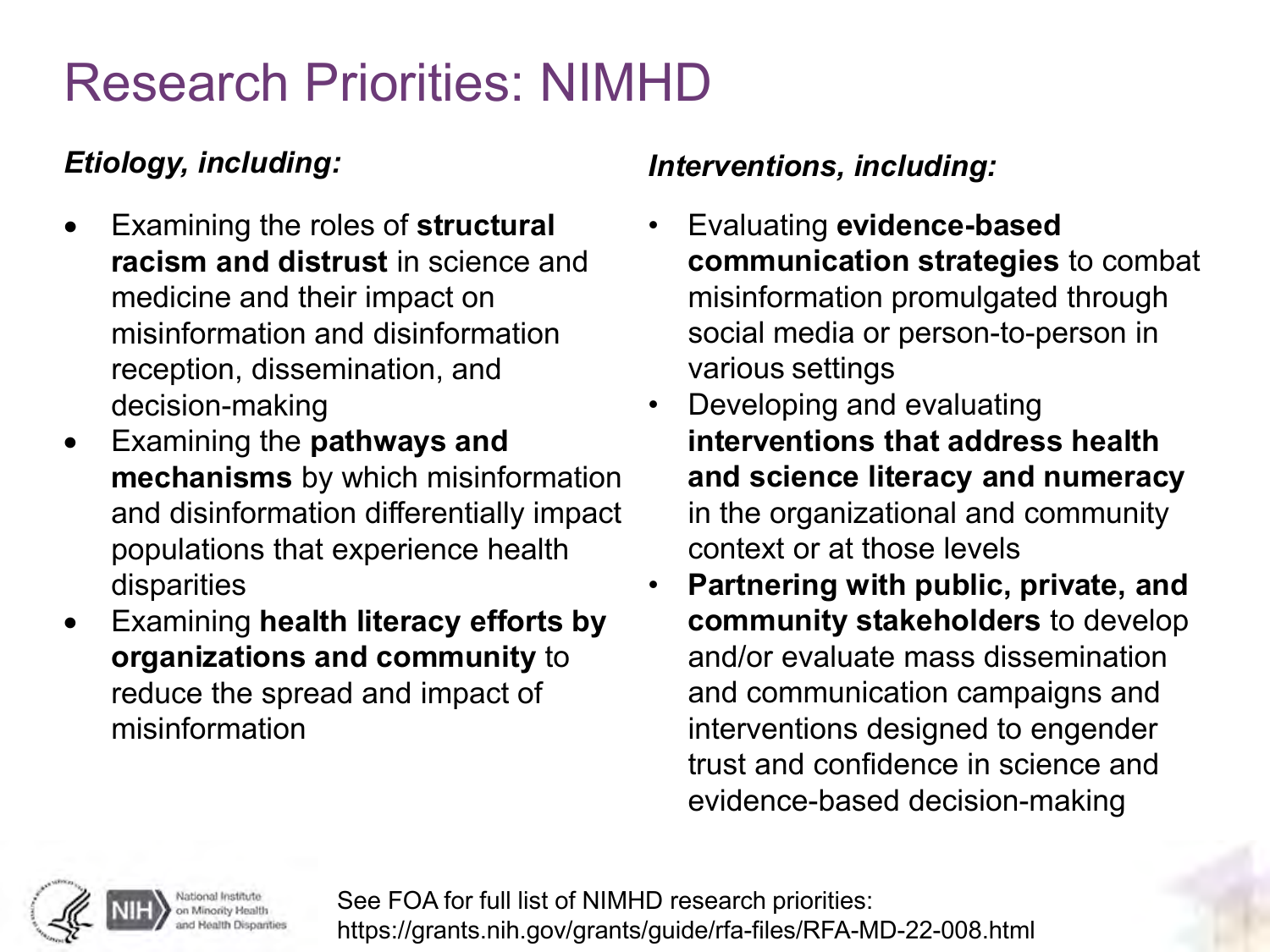# Research Priorities: NIMHD

***Etiology, including:***

- Examining the roles of **structural racism and distrust** in science and medicine and their impact on misinformation and disinformation reception, dissemination, and decision-making
- Examining the **pathways and mechanisms** by which misinformation and disinformation differentially impact populations that experience health disparities
- Examining **health literacy efforts by organizations and community** to reduce the spread and impact of misinformation

***Interventions, including:***

- Evaluating **evidence-based communication strategies** to combat misinformation promulgated through social media or person-to-person in various settings
- Developing and evaluating **interventions that address health and science literacy and numeracy** in the organizational and community context or at those levels
- **Partnering with public, private, and community stakeholders** to develop and/or evaluate mass dissemination and communication campaigns and interventions designed to engender trust and confidence in science and evidence-based decision-making

See FOA for full list of NIMHD research priorities: https://grants.nih.gov/grants/guide/rfa-files/RFA-MD-22-008.html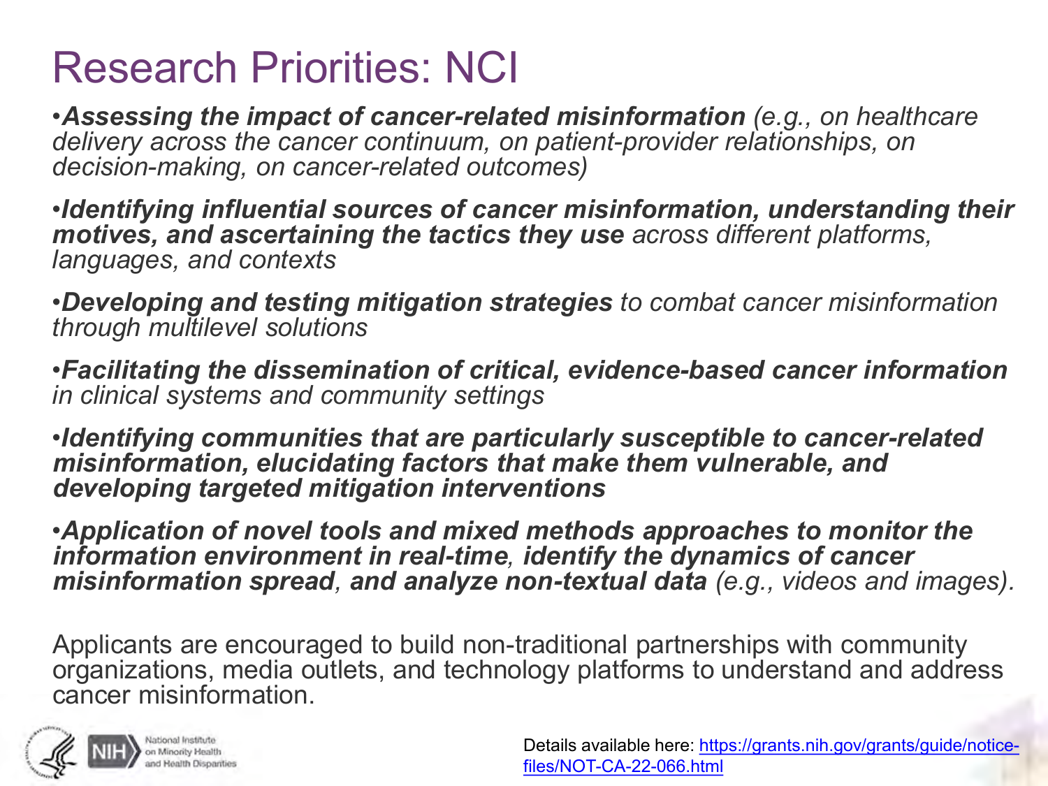# Research Priorities: NCI

- ***Assessing the impact of cancer-related misinformation*** *(e.g., on healthcare delivery across the cancer continuum, on patient-provider relationships, on decision-making, on cancer-related outcomes)*

- ***Identifying influential sources of cancer misinformation, understanding their motives, and ascertaining the tactics they use*** *across different platforms, languages, and contexts*

- ***Developing and testing mitigation strategies*** *to combat cancer misinformation through multilevel solutions*

- ***Facilitating the dissemination of critical, evidence-based cancer information*** *in clinical systems and community settings*

- ***Identifying communities that are particularly susceptible to cancer-related misinformation, elucidating factors that make them vulnerable, and developing targeted mitigation interventions***

- ***Application of novel tools and mixed methods approaches to monitor the information environment in real-time****,* ***identify the dynamics of cancer misinformation spread****,* ***and analyze non-textual data*** *(e.g., videos and images).*

Applicants are encouraged to build non-traditional partnerships with community organizations, media outlets, and technology platforms to understand and address cancer misinformation.

Details available here: https://grants.nih.gov/grants/guide/notice-files/NOT-CA-22-066.html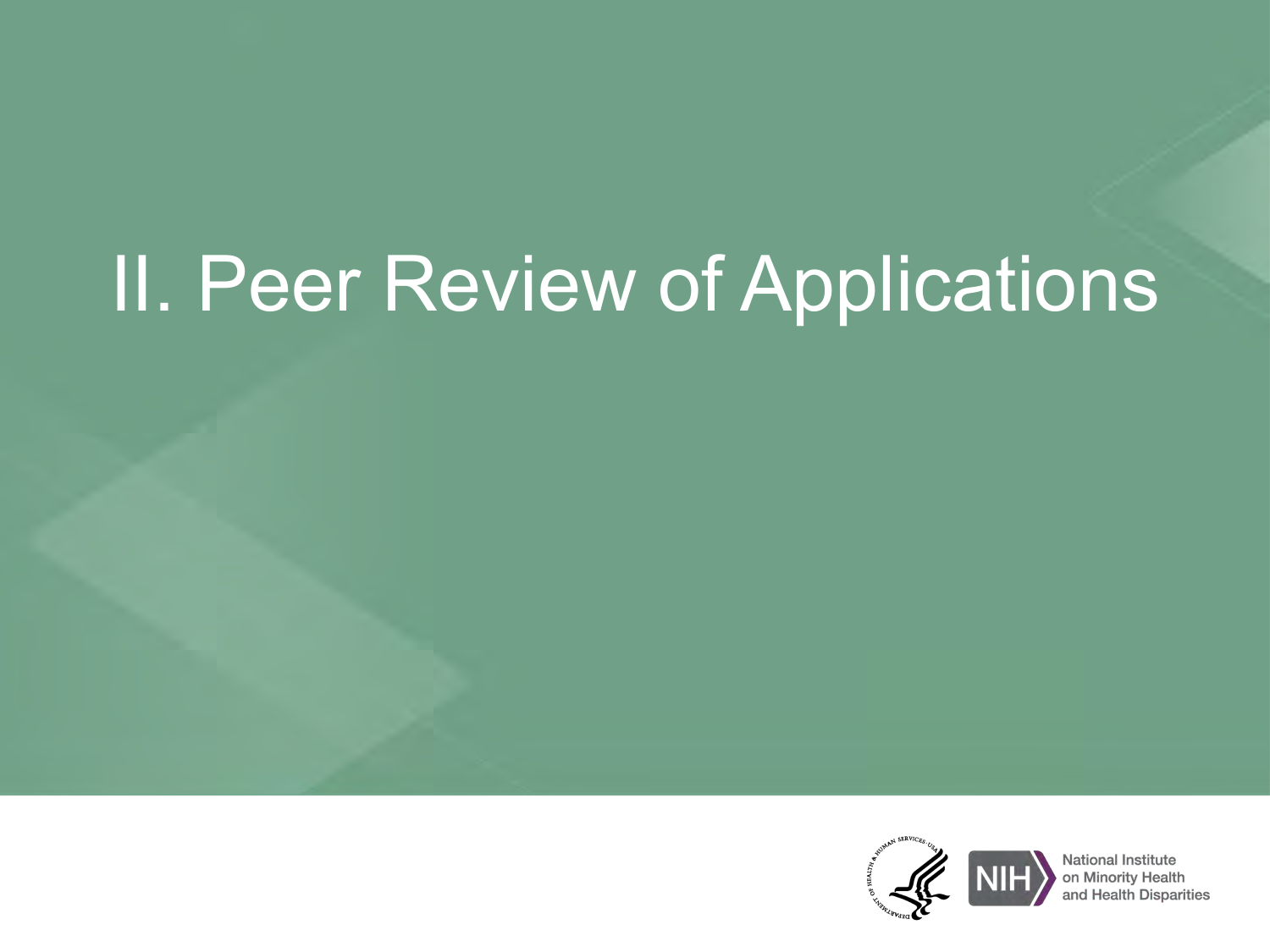# II. Peer Review of Applications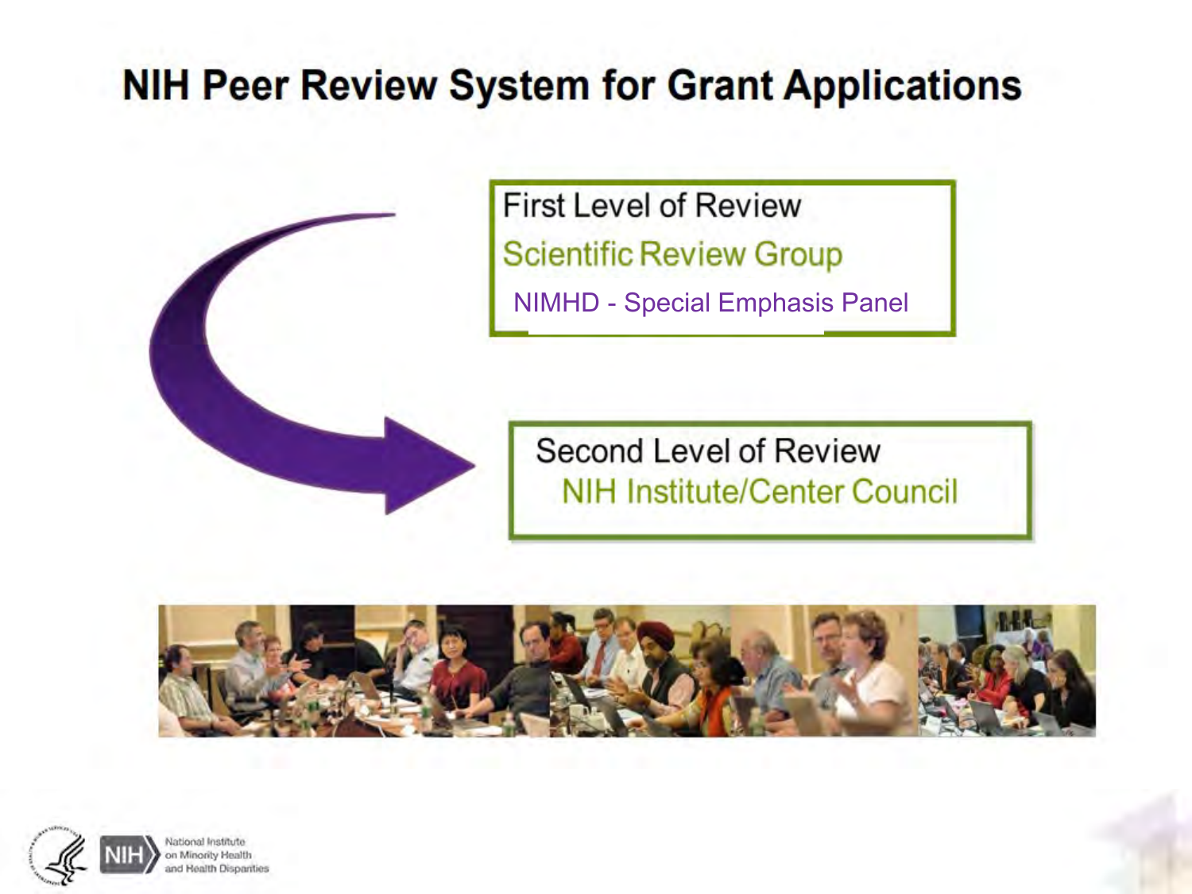# NIH Peer Review System for Grant Applications

First Level of Review

Scientific Review Group

NIMHD - Special Emphasis Panel

Second Level of Review

NIH Institute/Center Council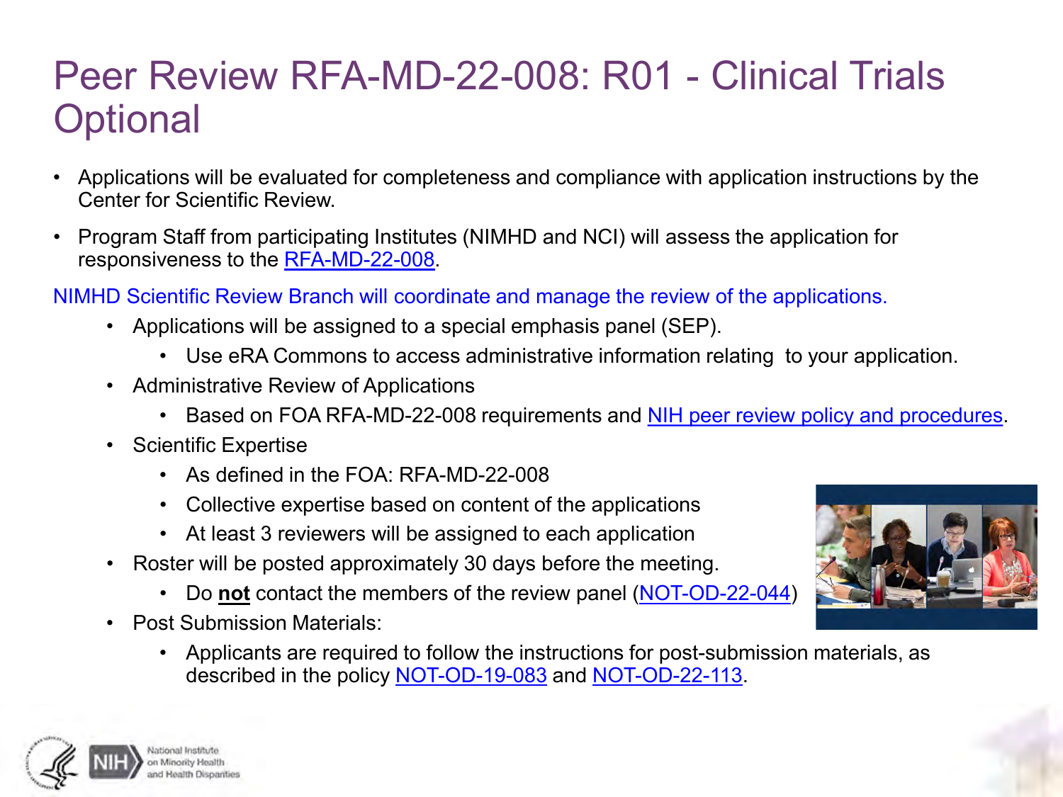# Peer Review RFA-MD-22-008: R01 - Clinical Trials Optional

- Applications will be evaluated for completeness and compliance with application instructions by the Center for Scientific Review.
- Program Staff from participating Institutes (NIMHD and NCI) will assess the application for responsiveness to the RFA-MD-22-008.

NIMHD Scientific Review Branch will coordinate and manage the review of the applications.

- Applications will be assigned to a special emphasis panel (SEP).
  - Use eRA Commons to access administrative information relating to your application.
- Administrative Review of Applications
  - Based on FOA RFA-MD-22-008 requirements and NIH peer review policy and procedures.
- Scientific Expertise
  - As defined in the FOA: RFA-MD-22-008
  - Collective expertise based on content of the applications
  - At least 3 reviewers will be assigned to each application
- Roster will be posted approximately 30 days before the meeting.
  - Do **not** contact the members of the review panel (NOT-OD-22-044)
- Post Submission Materials:
  - Applicants are required to follow the instructions for post-submission materials, as described in the policy NOT-OD-19-083 and NOT-OD-22-113.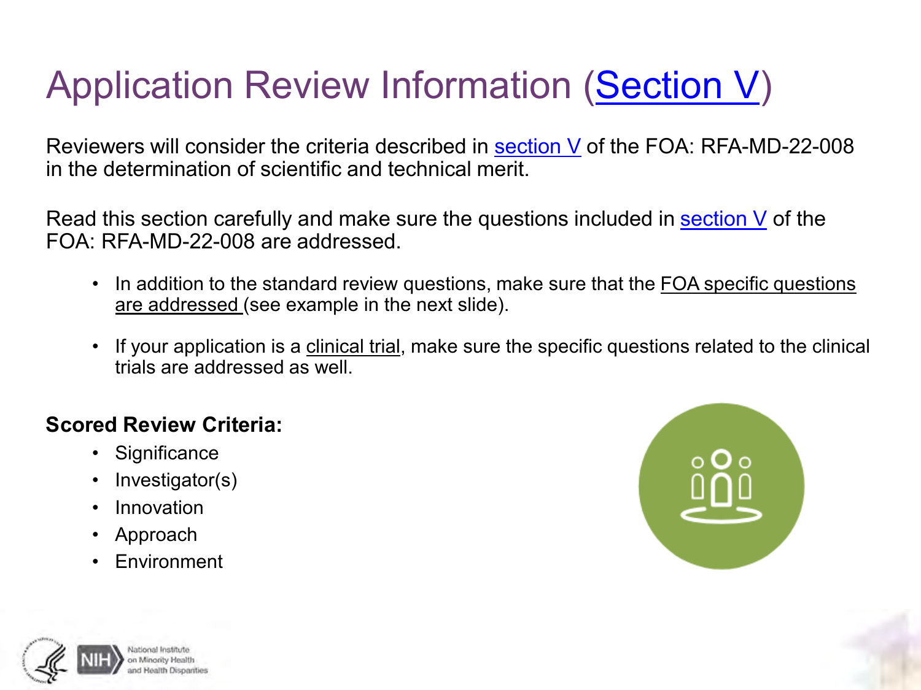# Application Review Information (Section V)

Reviewers will consider the criteria described in section V of the FOA: RFA-MD-22-008 in the determination of scientific and technical merit.

Read this section carefully and make sure the questions included in section V of the FOA: RFA-MD-22-008 are addressed.

- In addition to the standard review questions, make sure that the FOA specific questions are addressed (see example in the next slide).
- If your application is a clinical trial, make sure the specific questions related to the clinical trials are addressed as well.

**Scored Review Criteria:**

- Significance
- Investigator(s)
- Innovation
- Approach
- Environment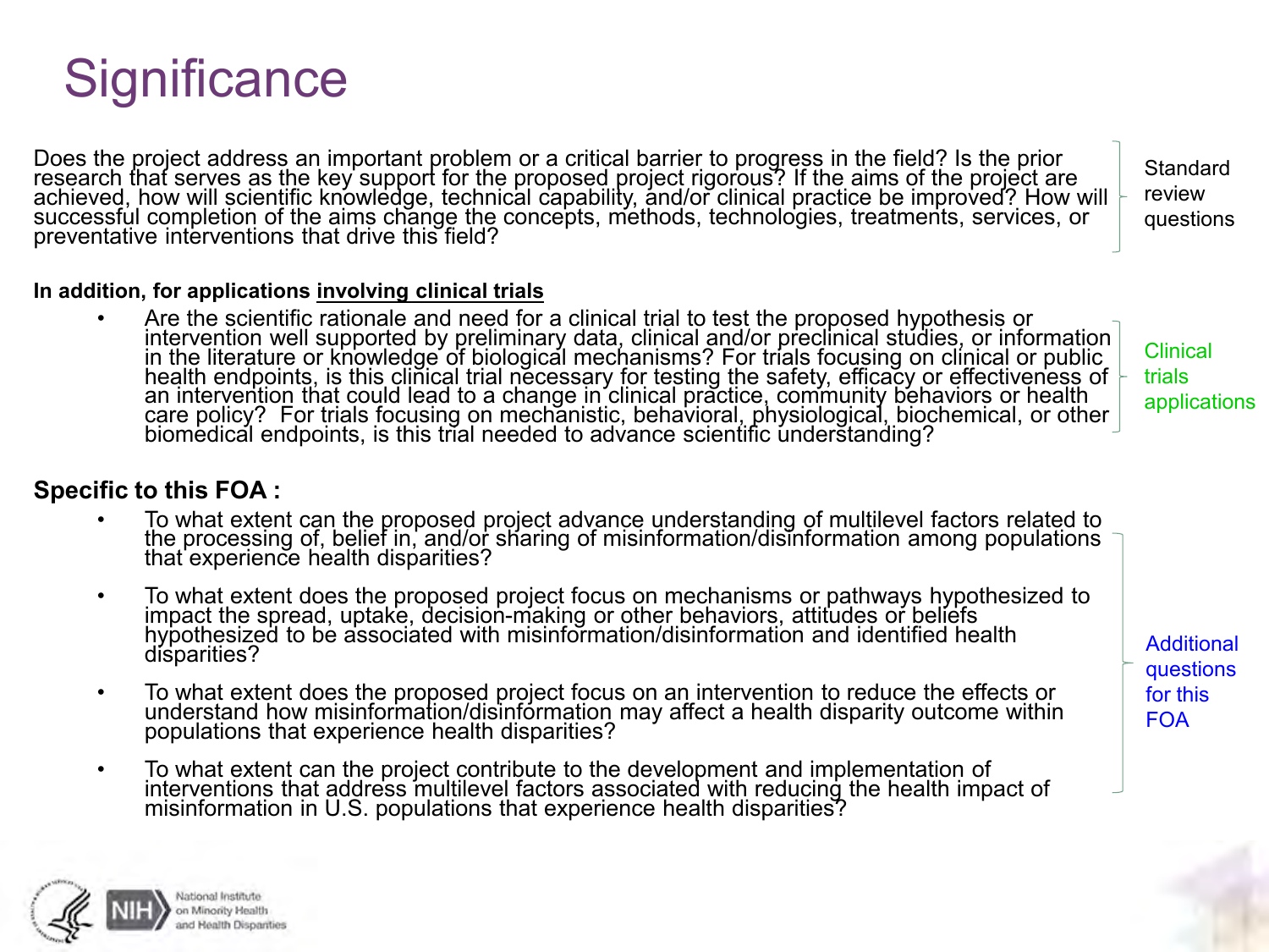# Significance

Does the project address an important problem or a critical barrier to progress in the field? Is the prior research that serves as the key support for the proposed project rigorous? If the aims of the project are achieved, how will scientific knowledge, technical capability, and/or clinical practice be improved? How will successful completion of the aims change the concepts, methods, technologies, treatments, services, or preventative interventions that drive this field?

Standard review questions

**In addition, for applications <u>involving clinical trials</u>**

- Are the scientific rationale and need for a clinical trial to test the proposed hypothesis or intervention well supported by preliminary data, clinical and/or preclinical studies, or information in the literature or knowledge of biological mechanisms? For trials focusing on clinical or public health endpoints, is this clinical trial necessary for testing the safety, efficacy or effectiveness of an intervention that could lead to a change in clinical practice, community behaviors or health care policy? For trials focusing on mechanistic, behavioral, physiological, biochemical, or other biomedical endpoints, is this trial needed to advance scientific understanding?

Clinical trials applications

**Specific to this FOA :**

- To what extent can the proposed project advance understanding of multilevel factors related to the processing of, belief in, and/or sharing of misinformation/disinformation among populations that experience health disparities?
- To what extent does the proposed project focus on mechanisms or pathways hypothesized to impact the spread, uptake, decision-making or other behaviors, attitudes or beliefs hypothesized to be associated with misinformation/disinformation and identified health disparities?
- To what extent does the proposed project focus on an intervention to reduce the effects or understand how misinformation/disinformation may affect a health disparity outcome within populations that experience health disparities?
- To what extent can the project contribute to the development and implementation of interventions that address multilevel factors associated with reducing the health impact of misinformation in U.S. populations that experience health disparities?

Additional questions for this FOA

NIH National Institute on Minority Health and Health Disparities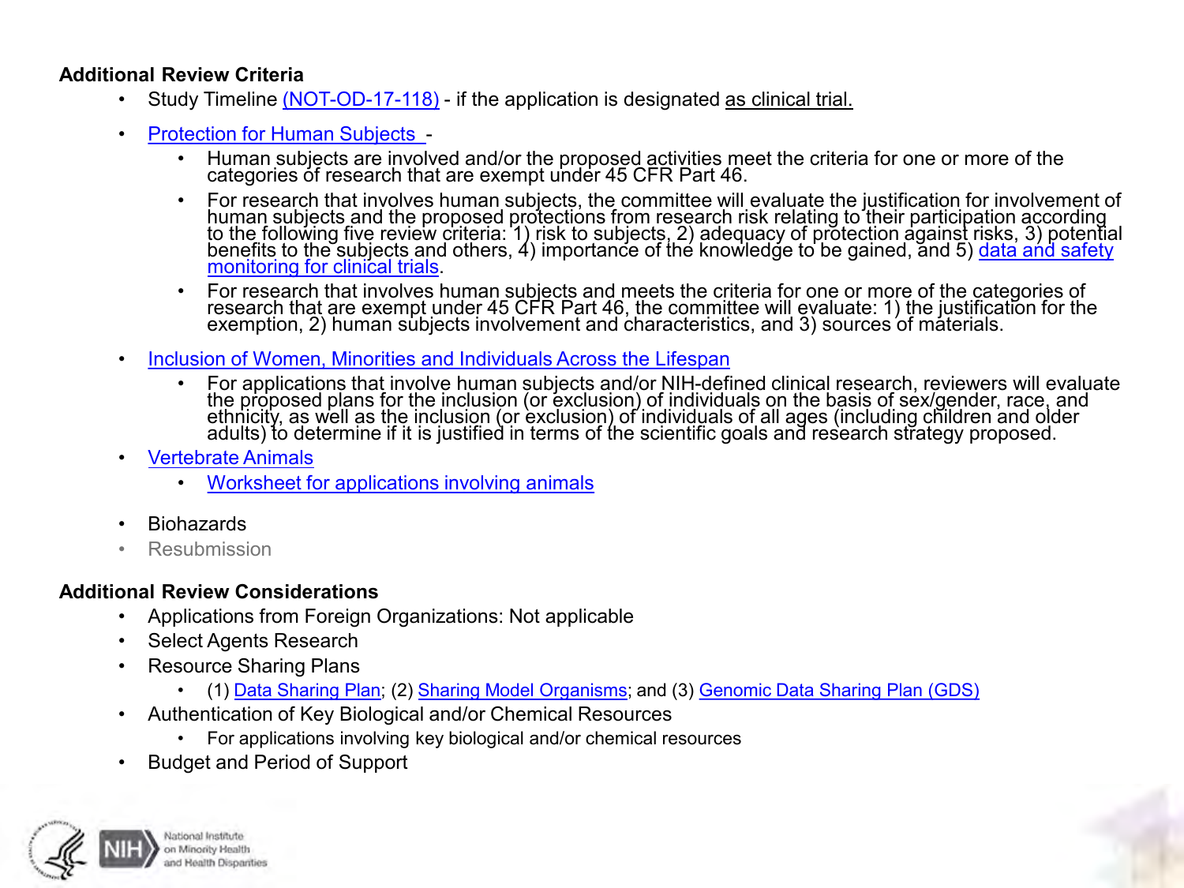**Additional Review Criteria**

- Study Timeline (NOT-OD-17-118) - if the application is designated as clinical trial.
- Protection for Human Subjects -
  - Human subjects are involved and/or the proposed activities meet the criteria for one or more of the categories of research that are exempt under 45 CFR Part 46.
  - For research that involves human subjects, the committee will evaluate the justification for involvement of human subjects and the proposed protections from research risk relating to their participation according to the following five review criteria: 1) risk to subjects, 2) adequacy of protection against risks, 3) potential benefits to the subjects and others, 4) importance of the knowledge to be gained, and 5) data and safety monitoring for clinical trials.
  - For research that involves human subjects and meets the criteria for one or more of the categories of research that are exempt under 45 CFR Part 46, the committee will evaluate: 1) the justification for the exemption, 2) human subjects involvement and characteristics, and 3) sources of materials.
- Inclusion of Women, Minorities and Individuals Across the Lifespan
  - For applications that involve human subjects and/or NIH-defined clinical research, reviewers will evaluate the proposed plans for the inclusion (or exclusion) of individuals on the basis of sex/gender, race, and ethnicity, as well as the inclusion (or exclusion) of individuals of all ages (including children and older adults) to determine if it is justified in terms of the scientific goals and research strategy proposed.
- Vertebrate Animals
  - Worksheet for applications involving animals
- Biohazards
- Resubmission

**Additional Review Considerations**

- Applications from Foreign Organizations: Not applicable
- Select Agents Research
- Resource Sharing Plans
  - (1) Data Sharing Plan; (2) Sharing Model Organisms; and (3) Genomic Data Sharing Plan (GDS)
- Authentication of Key Biological and/or Chemical Resources
  - For applications involving key biological and/or chemical resources
- Budget and Period of Support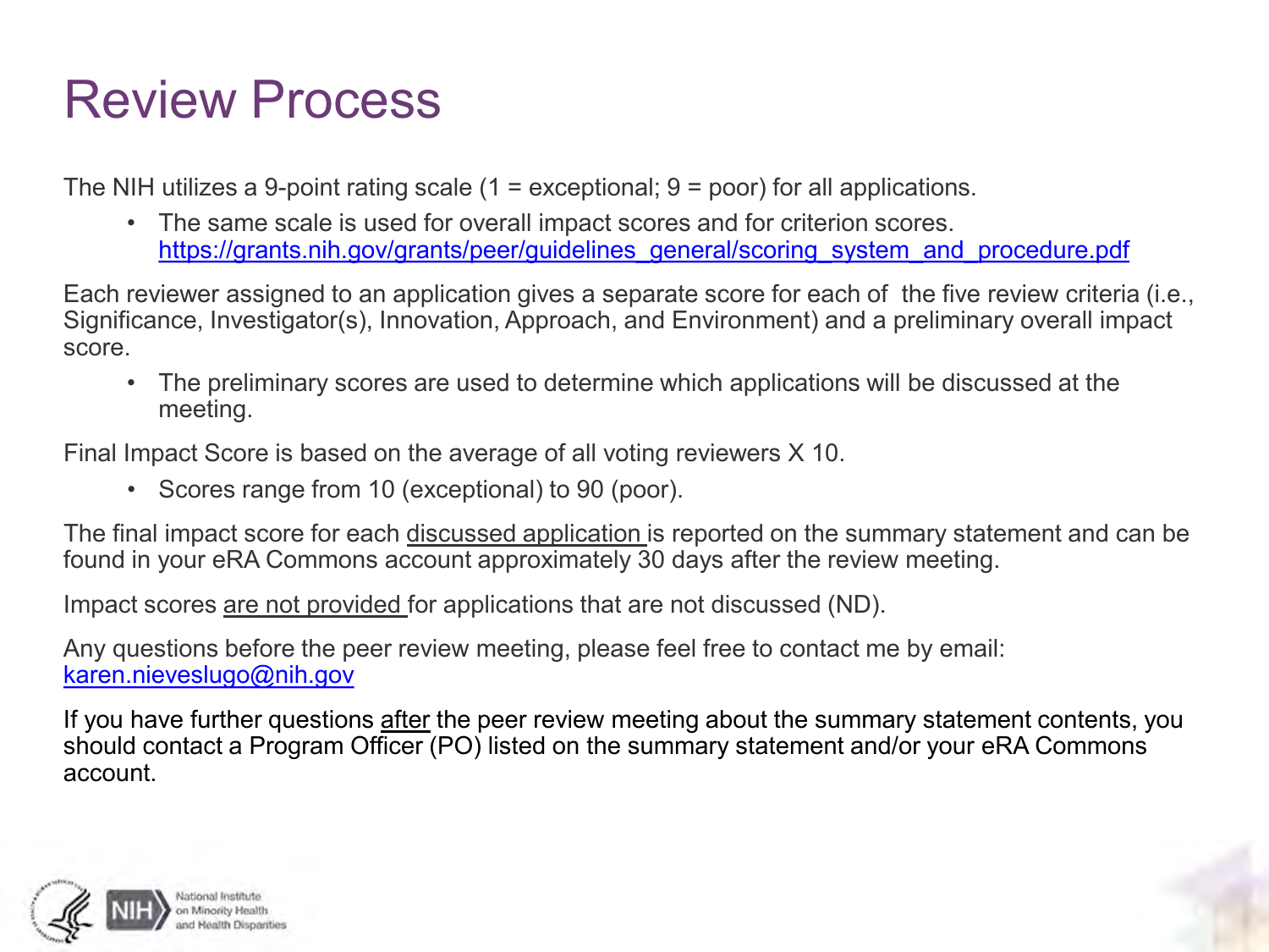# Review Process

The NIH utilizes a 9-point rating scale (1 = exceptional; 9 = poor) for all applications.

- The same scale is used for overall impact scores and for criterion scores. https://grants.nih.gov/grants/peer/guidelines_general/scoring_system_and_procedure.pdf

Each reviewer assigned to an application gives a separate score for each of the five review criteria (i.e., Significance, Investigator(s), Innovation, Approach, and Environment) and a preliminary overall impact score.

- The preliminary scores are used to determine which applications will be discussed at the meeting.

Final Impact Score is based on the average of all voting reviewers X 10.

- Scores range from 10 (exceptional) to 90 (poor).

The final impact score for each discussed application is reported on the summary statement and can be found in your eRA Commons account approximately 30 days after the review meeting.

Impact scores are not provided for applications that are not discussed (ND).

Any questions before the peer review meeting, please feel free to contact me by email: karen.nieveslugo@nih.gov

If you have further questions after the peer review meeting about the summary statement contents, you should contact a Program Officer (PO) listed on the summary statement and/or your eRA Commons account.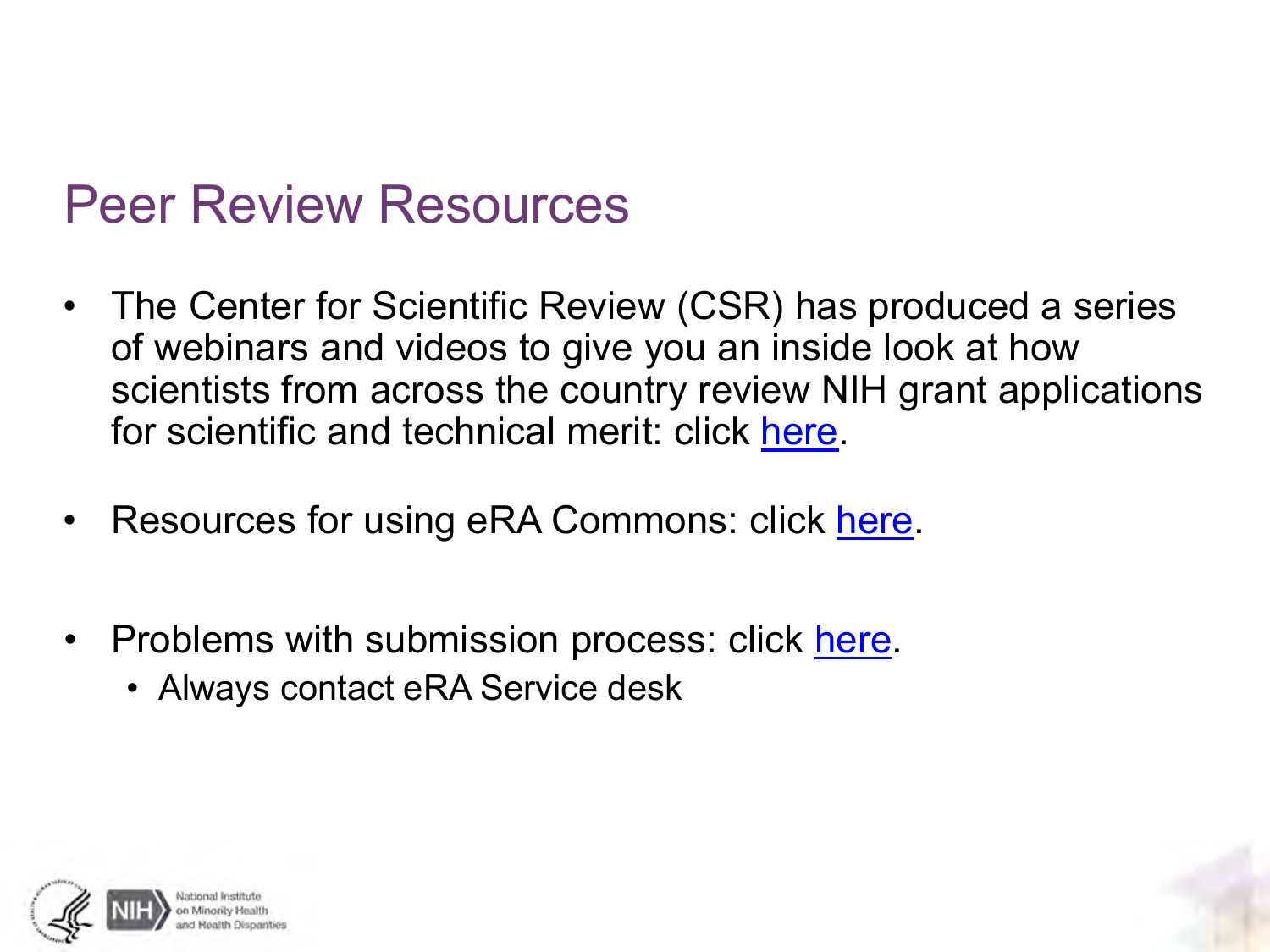# Peer Review Resources

- The Center for Scientific Review (CSR) has produced a series of webinars and videos to give you an inside look at how scientists from across the country review NIH grant applications for scientific and technical merit: click here.
- Resources for using eRA Commons: click here.
- Problems with submission process: click here.
  - Always contact eRA Service desk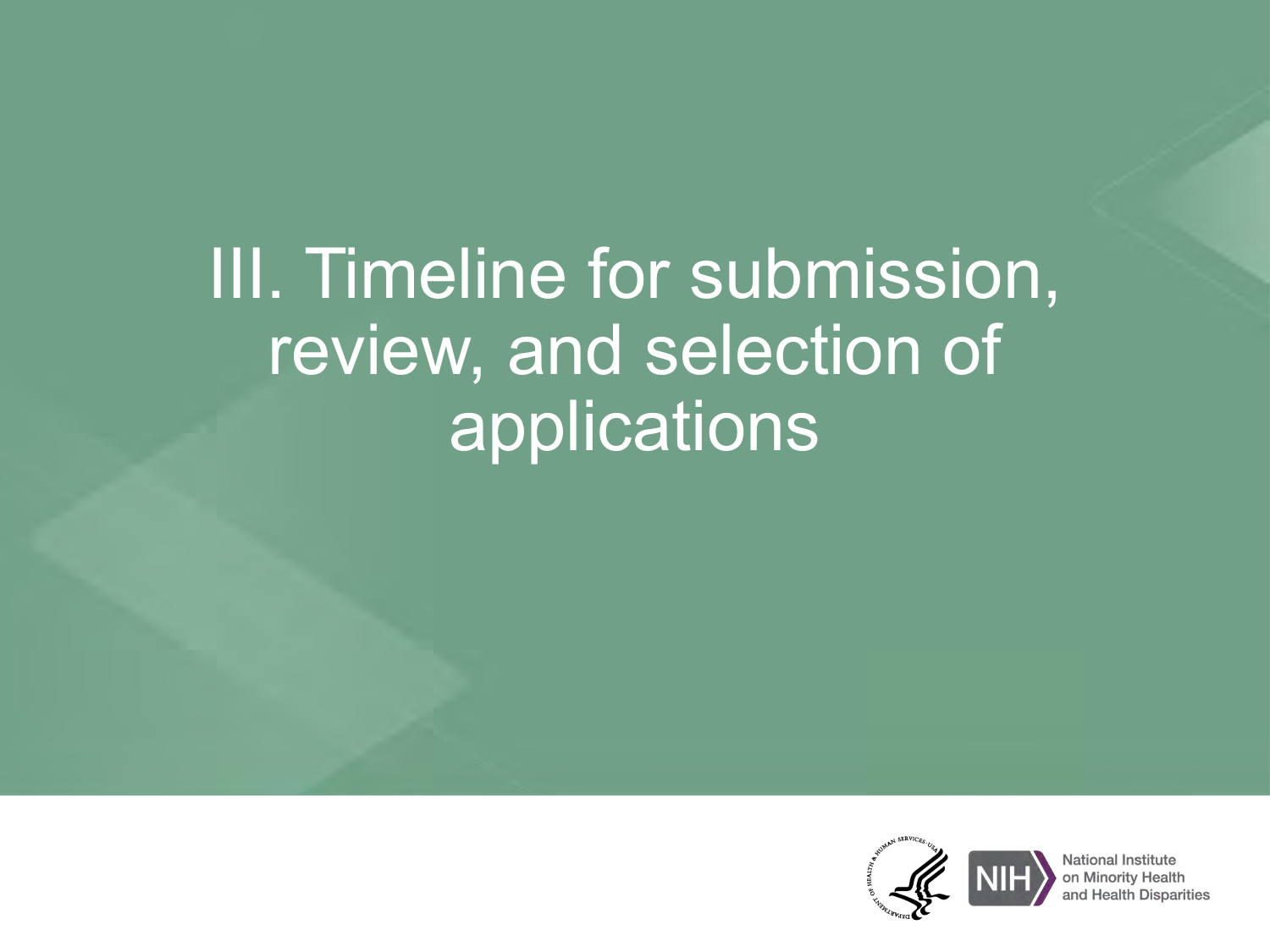# III. Timeline for submission, review, and selection of applications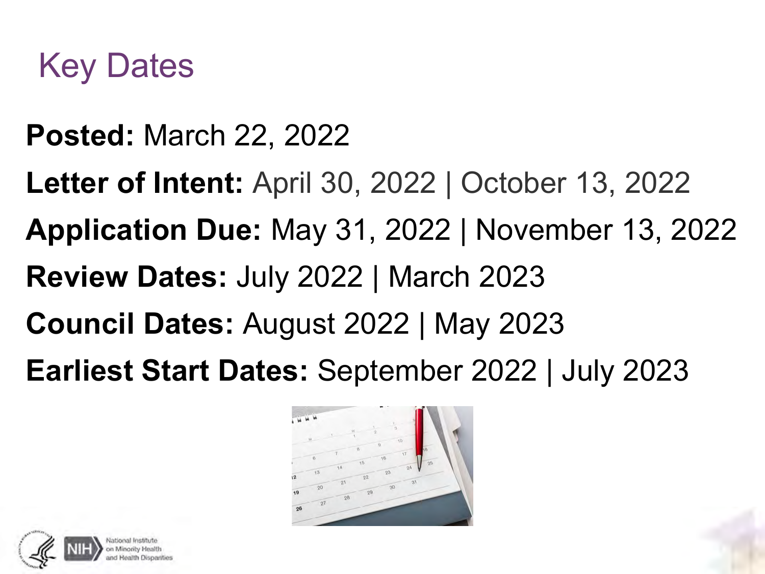# Key Dates

**Posted:** March 22, 2022

**Letter of Intent:** April 30, 2022 | October 13, 2022

**Application Due:** May 31, 2022 | November 13, 2022

**Review Dates:** July 2022 | March 2023

**Council Dates:** August 2022 | May 2023

**Earliest Start Dates:** September 2022 | July 2023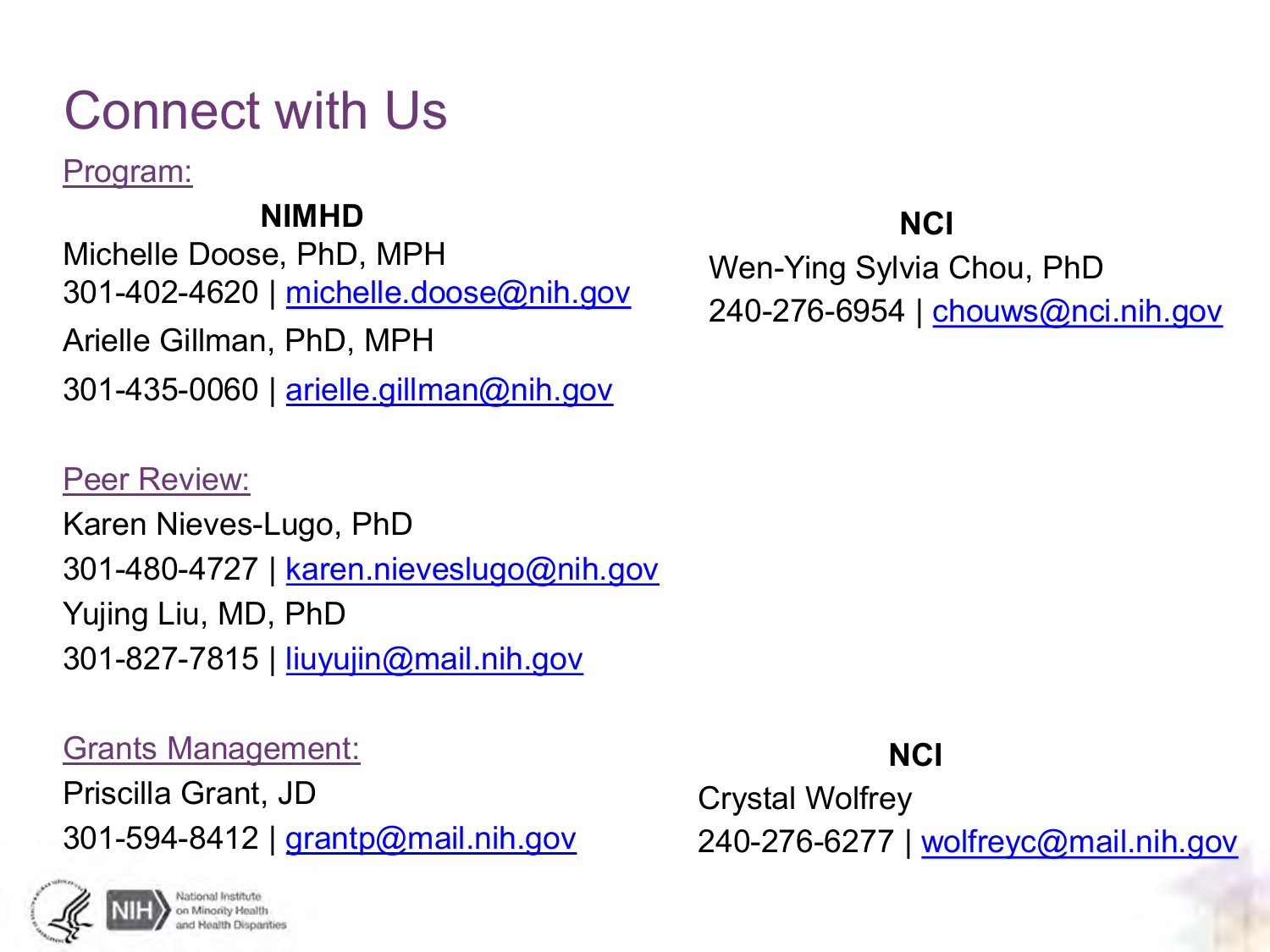# Connect with Us

Program:

**NIMHD**

Michelle Doose, PhD, MPH
301-402-4620 | michelle.doose@nih.gov

Arielle Gillman, PhD, MPH
301-435-0060 | arielle.gillman@nih.gov

**NCI**

Wen-Ying Sylvia Chou, PhD
240-276-6954 | chouws@nci.nih.gov

Peer Review:

Karen Nieves-Lugo, PhD
301-480-4727 | karen.nieveslugo@nih.gov

Yujing Liu, MD, PhD
301-827-7815 | liuyujin@mail.nih.gov

Grants Management:

Priscilla Grant, JD
301-594-8412 | grantp@mail.nih.gov

**NCI**

Crystal Wolfrey
240-276-6277 | wolfreyc@mail.nih.gov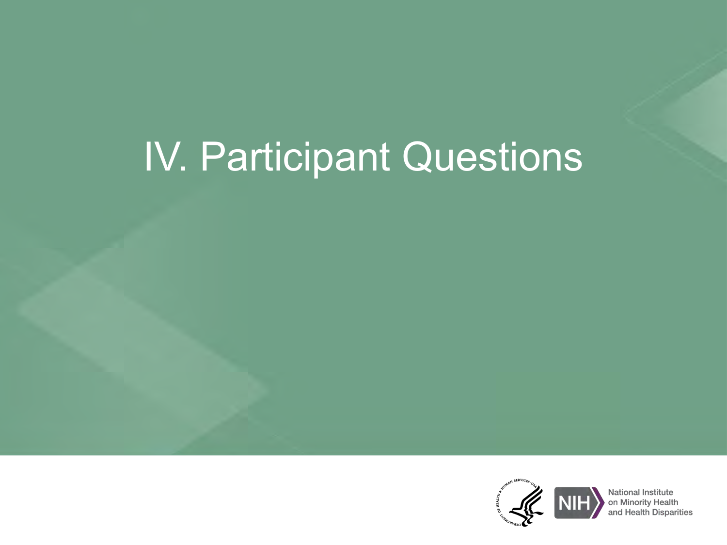# IV. Participant Questions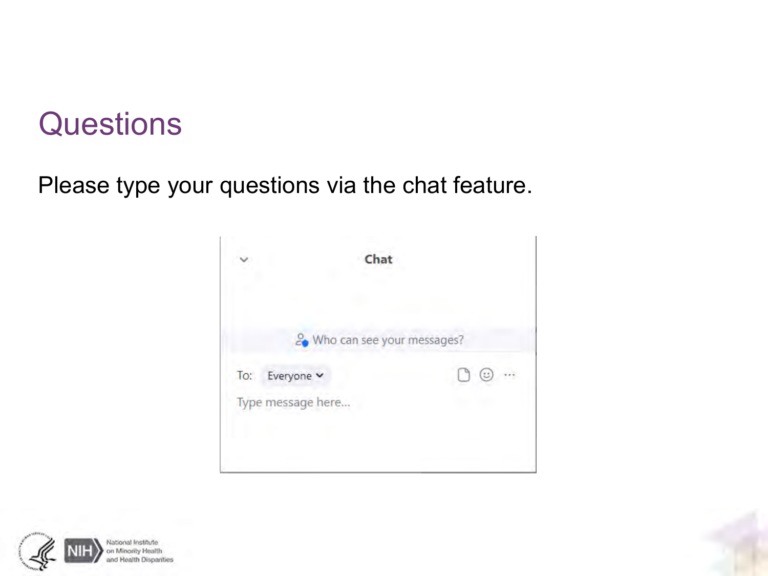# Questions

Please type your questions via the chat feature.

Chat

Who can see your messages?

To: Everyone

Type message here...